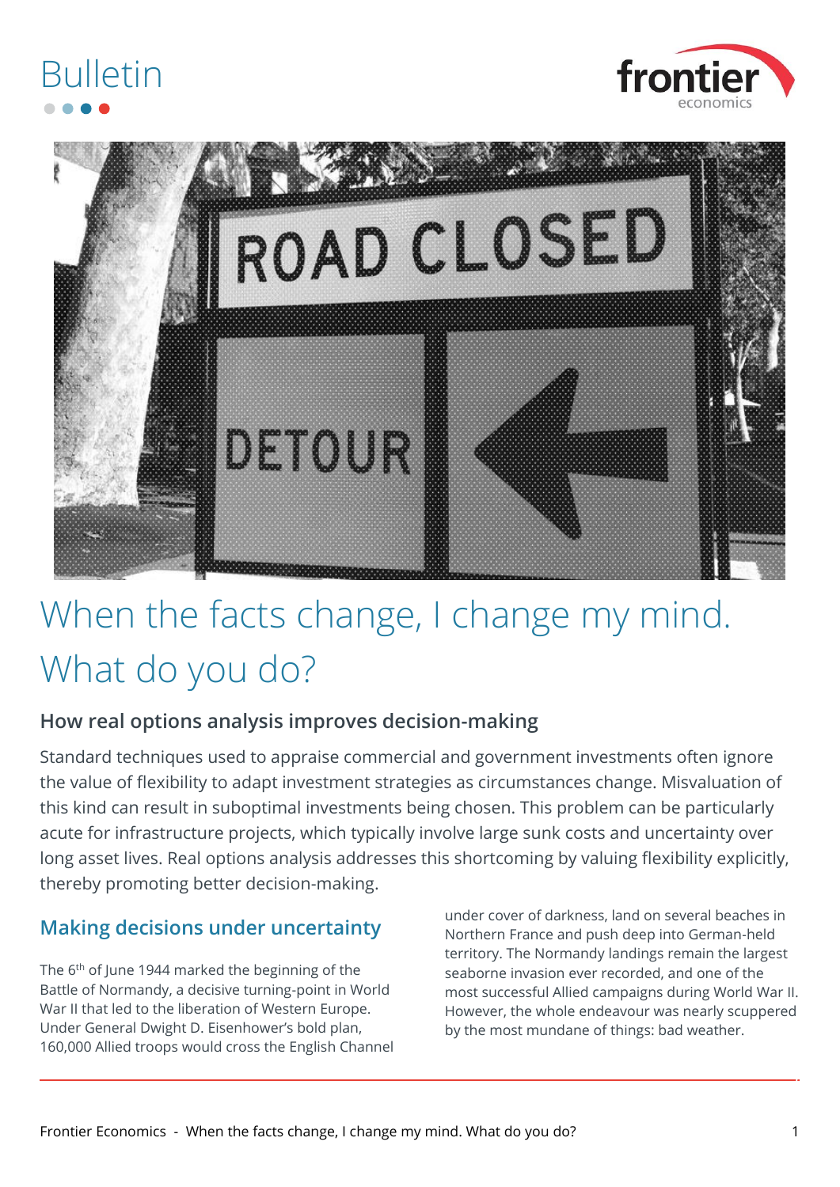Bulletin

# When the facts change, I change my mind. What do you do?

### How real options analysis improves decision-making

Standard techniques used to appraise commercial and government investments often ignore the value of flexibility to adapt investment strategies as circumstances change. Misvaluation of this kind can result in suboptimal investments being chosen. This problem can be particularly acute for infrastructure projects, which typically involve large sunk costs and uncertainty over long asset lives. Real options analysis addresses this shortcoming by valuing flexibility explicitly, thereby promoting better decision-making.

## Making decisions under uncertainty

The 6th of June 1944 marked the beginning of the Battle of Normandy, a decisive turning-point in World War II that led to the liberation of Western Europe. Under General Dwight D. Eisenhower's bold plan, 160,000 Allied troops would cross the English Channel under cover of darkness, land on several beaches in Northern France and push deep into German-held territory. The Normandy landings remain the largest seaborne invasion ever recorded, and one of the most successful Allied campaigns during World War II. However, the whole endeavour was nearly scuppered by the most mundane of things: bad weather.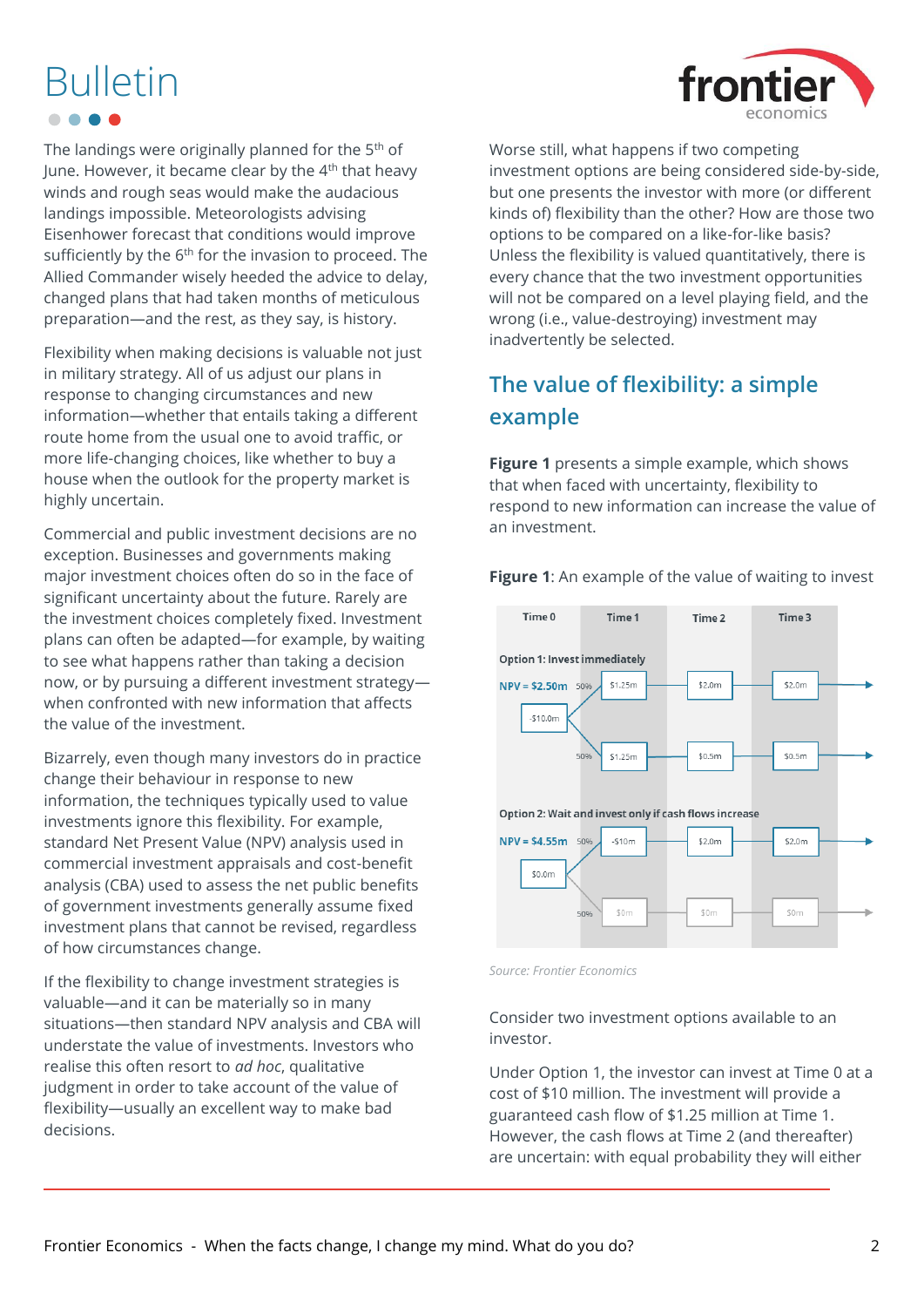The landings were originally planned for the 5th of June. However, it became clear by the 4th that heavy winds and rough seas would make the audacious landings impossible. Meteorologists advising Eisenhower forecast that conditions would improve sufficiently by the 6th for the invasion to proceed. The Allied Commander wisely heeded the advice to delay, changed plans that had taken months of meticulous preparation—and the rest, as they say, is history.

Flexibility when making decisions is valuable not just in military strategy. All of us adjust our plans in response to changing circumstances and new information—whether that entails taking a different route home from the usual one to avoid traffic, or more life-changing choices, like whether to buy a house when the outlook for the property market is highly uncertain.

Commercial and public investment decisions are no exception. Businesses and governments making major investment choices often do so in the face of significant uncertainty about the future. Rarely are the investment choices completely fixed. Investment plans can often be adapted—for example, by waiting to see what happens rather than taking a decision now, or by pursuing a different investment strategy—when confronted with new information that affects the value of the investment.

Bizarrely, even though many investors do in practice change their behaviour in response to new information, the techniques typically used to value investments ignore this flexibility. For example, standard Net Present Value (NPV) analysis used in commercial investment appraisals and cost-benefit analysis (CBA) used to assess the net public benefits of government investments generally assume fixed investment plans that cannot be revised, regardless of how circumstances change.

If the flexibility to change investment strategies is valuable—and it can be materially so in many situations—then standard NPV analysis and CBA will understate the value of investments. Investors who realise this often resort to *ad hoc*, qualitative judgment in order to take account of the value of flexibility—usually an excellent way to make bad decisions.

Worse still, what happens if two competing investment options are being considered side-by-side, but one presents the investor with more (or different kinds of) flexibility than the other? How are those two options to be compared on a like-for-like basis? Unless the flexibility is valued quantitatively, there is every chance that the two investment opportunities will not be compared on a level playing field, and the wrong (i.e., value-destroying) investment may inadvertently be selected.

## The value of flexibility: a simple example

**Figure 1** presents a simple example, which shows that when faced with uncertainty, flexibility to respond to new information can increase the value of an investment.

**Figure 1**: An example of the value of waiting to invest

| | Time 0 | Time 1 | Time 2 | Time 3 |
|---|---|---|---|---|
| **Option 1: Invest immediately** (NPV = $2.50m) | -$10.0m | 50%: $1.25m | $2.0m | $2.0m |
| | | 50%: $1.25m | $0.5m | $0.5m |
| **Option 2: Wait and invest only if cash flows increase** (NPV = $4.55m) | $0.0m | 50%: -$10m | $2.0m | $2.0m |
| | | 50%: $0m | $0m | $0m |

*Source: Frontier Economics*

Consider two investment options available to an investor.

Under Option 1, the investor can invest at Time 0 at a cost of $10 million. The investment will provide a guaranteed cash flow of $1.25 million at Time 1. However, the cash flows at Time 2 (and thereafter) are uncertain: with equal probability they will either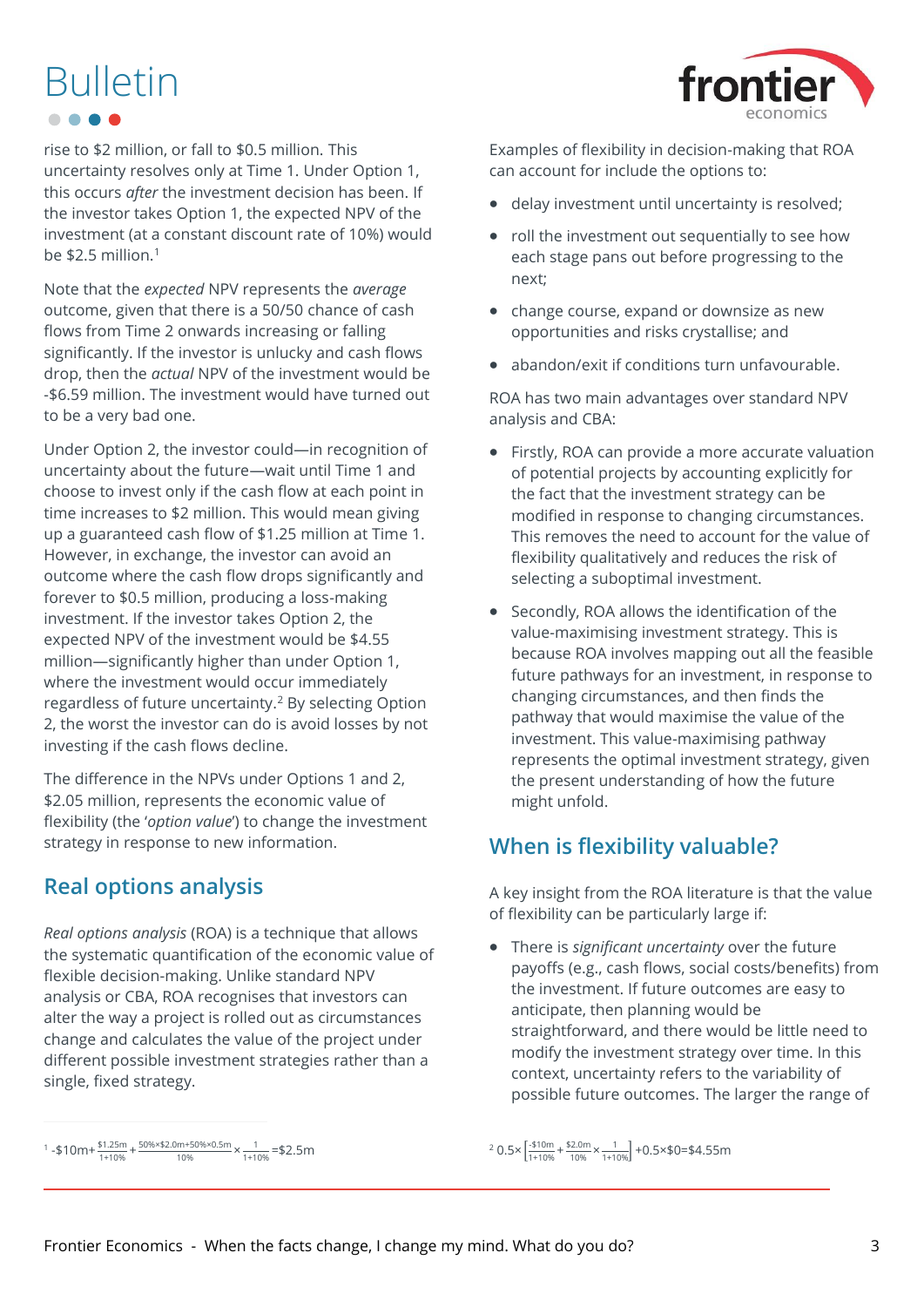rise to $2 million, or fall to $0.5 million. This uncertainty resolves only at Time 1. Under Option 1, this occurs *after* the investment decision has been. If the investor takes Option 1, the expected NPV of the investment (at a constant discount rate of 10%) would be $2.5 million.[1]

Note that the *expected* NPV represents the *average* outcome, given that there is a 50/50 chance of cash flows from Time 2 onwards increasing or falling significantly. If the investor is unlucky and cash flows drop, then the *actual* NPV of the investment would be -$6.59 million. The investment would have turned out to be a very bad one.

Under Option 2, the investor could—in recognition of uncertainty about the future—wait until Time 1 and choose to invest only if the cash flow at each point in time increases to $2 million. This would mean giving up a guaranteed cash flow of $1.25 million at Time 1. However, in exchange, the investor can avoid an outcome where the cash flow drops significantly and forever to $0.5 million, producing a loss-making investment. If the investor takes Option 2, the expected NPV of the investment would be $4.55 million—significantly higher than under Option 1, where the investment would occur immediately regardless of future uncertainty.[2] By selecting Option 2, the worst the investor can do is avoid losses by not investing if the cash flows decline.

The difference in the NPVs under Options 1 and 2, $2.05 million, represents the economic value of flexibility (the '*option value*') to change the investment strategy in response to new information.

## Real options analysis

*Real options analysis* (ROA) is a technique that allows the systematic quantification of the economic value of flexible decision-making. Unlike standard NPV analysis or CBA, ROA recognises that investors can alter the way a project is rolled out as circumstances change and calculates the value of the project under different possible investment strategies rather than a single, fixed strategy.

Examples of flexibility in decision-making that ROA can account for include the options to:

- delay investment until uncertainty is resolved;
- roll the investment out sequentially to see how each stage pans out before progressing to the next;
- change course, expand or downsize as new opportunities and risks crystallise; and
- abandon/exit if conditions turn unfavourable.

ROA has two main advantages over standard NPV analysis and CBA:

- Firstly, ROA can provide a more accurate valuation of potential projects by accounting explicitly for the fact that the investment strategy can be modified in response to changing circumstances. This removes the need to account for the value of flexibility qualitatively and reduces the risk of selecting a suboptimal investment.
- Secondly, ROA allows the identification of the value-maximising investment strategy. This is because ROA involves mapping out all the feasible future pathways for an investment, in response to changing circumstances, and then finds the pathway that would maximise the value of the investment. This value-maximising pathway represents the optimal investment strategy, given the present understanding of how the future might unfold.

## When is flexibility valuable?

A key insight from the ROA literature is that the value of flexibility can be particularly large if:

- There is *significant uncertainty* over the future payoffs (e.g., cash flows, social costs/benefits) from the investment. If future outcomes are easy to anticipate, then planning would be straightforward, and there would be little need to modify the investment strategy over time. In this context, uncertainty refers to the variability of possible future outcomes. The larger the range of

---

[1] $-\$10\text{m}+\frac{\$1.25\text{m}}{1+10\%}+\frac{50\%\times\$2.0\text{m}+50\%\times0.5\text{m}}{10\%}\times\frac{1}{1+10\%}=\$2.5\text{m}$

[2] $0.5\times\left[\frac{-\$10\text{m}}{1+10\%}+\frac{\$2.0\text{m}}{10\%}\times\frac{1}{1+10\%}\right]+0.5\times\$0=\$4.55\text{m}$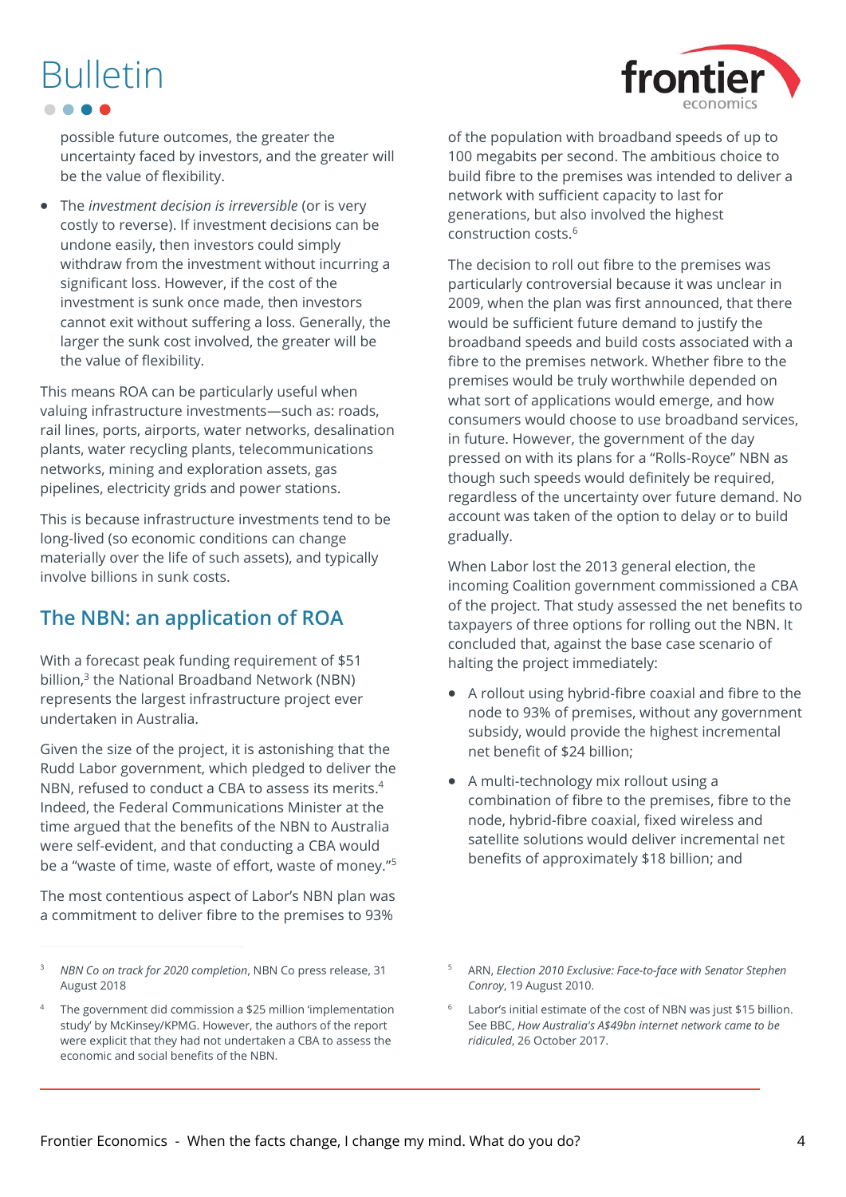possible future outcomes, the greater the uncertainty faced by investors, and the greater will be the value of flexibility.

- The *investment decision is irreversible* (or is very costly to reverse). If investment decisions can be undone easily, then investors could simply withdraw from the investment without incurring a significant loss. However, if the cost of the investment is sunk once made, then investors cannot exit without suffering a loss. Generally, the larger the sunk cost involved, the greater will be the value of flexibility.

This means ROA can be particularly useful when valuing infrastructure investments—such as: roads, rail lines, ports, airports, water networks, desalination plants, water recycling plants, telecommunications networks, mining and exploration assets, gas pipelines, electricity grids and power stations.

This is because infrastructure investments tend to be long-lived (so economic conditions can change materially over the life of such assets), and typically involve billions in sunk costs.

## The NBN: an application of ROA

With a forecast peak funding requirement of $51 billion,[3] the National Broadband Network (NBN) represents the largest infrastructure project ever undertaken in Australia.

Given the size of the project, it is astonishing that the Rudd Labor government, which pledged to deliver the NBN, refused to conduct a CBA to assess its merits.[4] Indeed, the Federal Communications Minister at the time argued that the benefits of the NBN to Australia were self-evident, and that conducting a CBA would be a "waste of time, waste of effort, waste of money."[5]

The most contentious aspect of Labor's NBN plan was a commitment to deliver fibre to the premises to 93% of the population with broadband speeds of up to 100 megabits per second. The ambitious choice to build fibre to the premises was intended to deliver a network with sufficient capacity to last for generations, but also involved the highest construction costs.[6]

The decision to roll out fibre to the premises was particularly controversial because it was unclear in 2009, when the plan was first announced, that there would be sufficient future demand to justify the broadband speeds and build costs associated with a fibre to the premises network. Whether fibre to the premises would be truly worthwhile depended on what sort of applications would emerge, and how consumers would choose to use broadband services, in future. However, the government of the day pressed on with its plans for a "Rolls-Royce" NBN as though such speeds would definitely be required, regardless of the uncertainty over future demand. No account was taken of the option to delay or to build gradually.

When Labor lost the 2013 general election, the incoming Coalition government commissioned a CBA of the project. That study assessed the net benefits to taxpayers of three options for rolling out the NBN. It concluded that, against the base case scenario of halting the project immediately:

- A rollout using hybrid-fibre coaxial and fibre to the node to 93% of premises, without any government subsidy, would provide the highest incremental net benefit of $24 billion;
- A multi-technology mix rollout using a combination of fibre to the premises, fibre to the node, hybrid-fibre coaxial, fixed wireless and satellite solutions would deliver incremental net benefits of approximately $18 billion; and

---

[3] *NBN Co on track for 2020 completion*, NBN Co press release, 31 August 2018

[4] The government did commission a $25 million 'implementation study' by McKinsey/KPMG. However, the authors of the report were explicit that they had not undertaken a CBA to assess the economic and social benefits of the NBN.

[5] ARN, *Election 2010 Exclusive: Face-to-face with Senator Stephen Conroy*, 19 August 2010.

[6] Labor's initial estimate of the cost of NBN was just $15 billion. See BBC, *How Australia's A$49bn internet network came to be ridiculed*, 26 October 2017.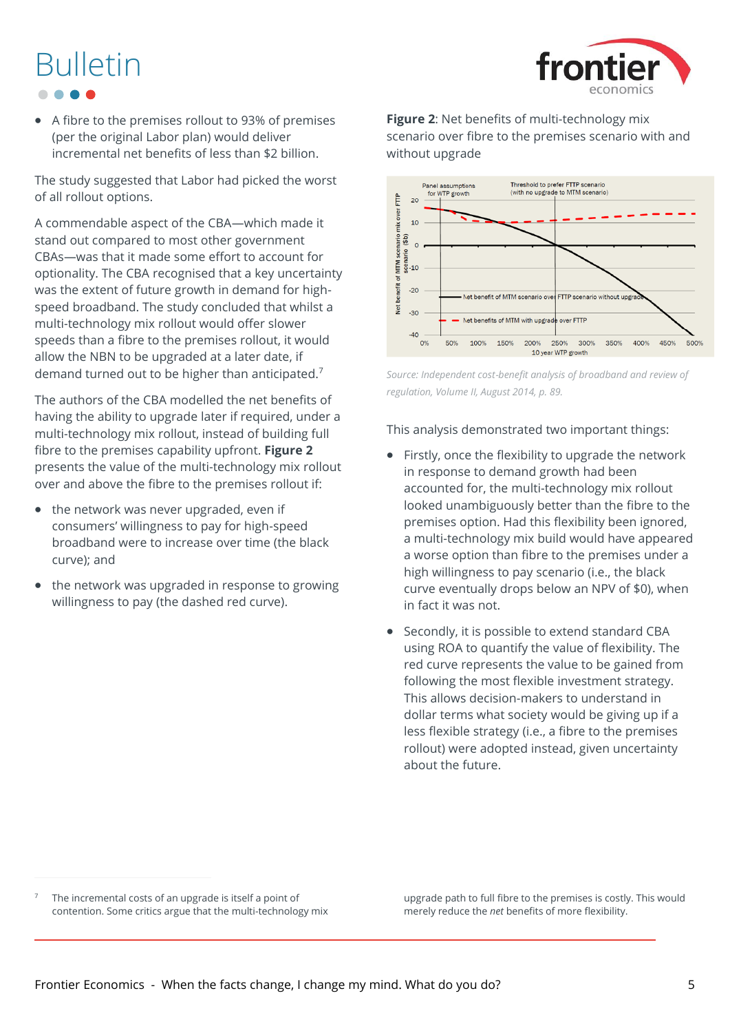- A fibre to the premises rollout to 93% of premises (per the original Labor plan) would deliver incremental net benefits of less than $2 billion.

The study suggested that Labor had picked the worst of all rollout options.

A commendable aspect of the CBA—which made it stand out compared to most other government CBAs—was that it made some effort to account for optionality. The CBA recognised that a key uncertainty was the extent of future growth in demand for high-speed broadband. The study concluded that whilst a multi-technology mix rollout would offer slower speeds than a fibre to the premises rollout, it would allow the NBN to be upgraded at a later date, if demand turned out to be higher than anticipated.[7]

The authors of the CBA modelled the net benefits of having the ability to upgrade later if required, under a multi-technology mix rollout, instead of building full fibre to the premises capability upfront. **Figure 2** presents the value of the multi-technology mix rollout over and above the fibre to the premises rollout if:

- the network was never upgraded, even if consumers' willingness to pay for high-speed broadband were to increase over time (the black curve); and
- the network was upgraded in response to growing willingness to pay (the dashed red curve).

**Figure 2**: Net benefits of multi-technology mix scenario over fibre to the premises scenario with and without upgrade

*Source: Independent cost-benefit analysis of broadband and review of regulation, Volume II, August 2014, p. 89.*

This analysis demonstrated two important things:

- Firstly, once the flexibility to upgrade the network in response to demand growth had been accounted for, the multi-technology mix rollout looked unambiguously better than the fibre to the premises option. Had this flexibility been ignored, a multi-technology mix build would have appeared a worse option than fibre to the premises under a high willingness to pay scenario (i.e., the black curve eventually drops below an NPV of $0), when in fact it was not.
- Secondly, it is possible to extend standard CBA using ROA to quantify the value of flexibility. The red curve represents the value to be gained from following the most flexible investment strategy. This allows decision-makers to understand in dollar terms what society would be giving up if a less flexible strategy (i.e., a fibre to the premises rollout) were adopted instead, given uncertainty about the future.

[7] The incremental costs of an upgrade is itself a point of contention. Some critics argue that the multi-technology mix upgrade path to full fibre to the premises is costly. This would merely reduce the *net* benefits of more flexibility.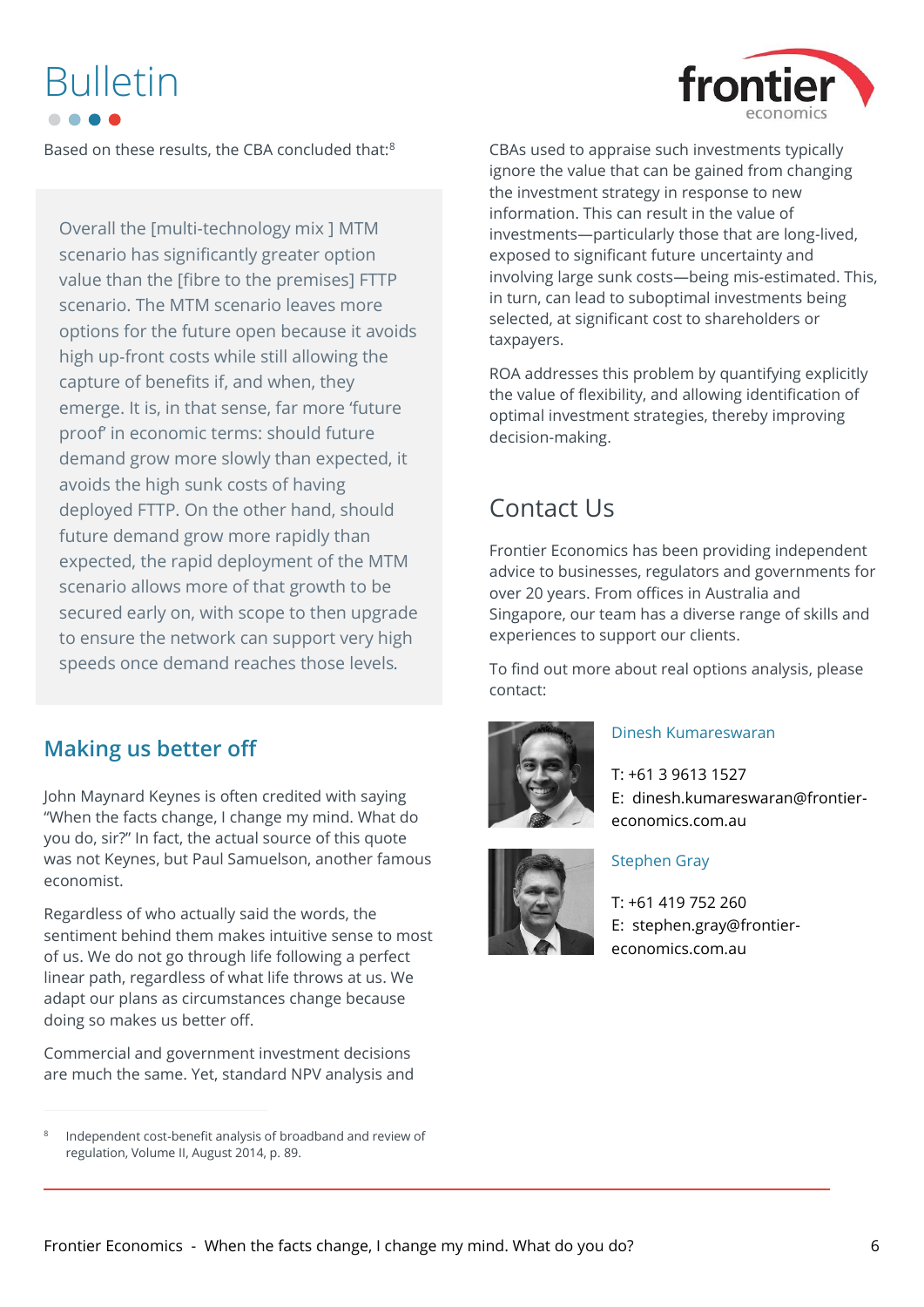Based on these results, the CBA concluded that:[8]

> Overall the [multi-technology mix ] MTM scenario has significantly greater option value than the [fibre to the premises] FTTP scenario. The MTM scenario leaves more options for the future open because it avoids high up-front costs while still allowing the capture of benefits if, and when, they emerge. It is, in that sense, far more 'future proof' in economic terms: should future demand grow more slowly than expected, it avoids the high sunk costs of having deployed FTTP. On the other hand, should future demand grow more rapidly than expected, the rapid deployment of the MTM scenario allows more of that growth to be secured early on, with scope to then upgrade to ensure the network can support very high speeds once demand reaches those levels.

## Making us better off

John Maynard Keynes is often credited with saying "When the facts change, I change my mind. What do you do, sir?" In fact, the actual source of this quote was not Keynes, but Paul Samuelson, another famous economist.

Regardless of who actually said the words, the sentiment behind them makes intuitive sense to most of us. We do not go through life following a perfect linear path, regardless of what life throws at us. We adapt our plans as circumstances change because doing so makes us better off.

Commercial and government investment decisions are much the same. Yet, standard NPV analysis and CBAs used to appraise such investments typically ignore the value that can be gained from changing the investment strategy in response to new information. This can result in the value of investments—particularly those that are long-lived, exposed to significant future uncertainty and involving large sunk costs—being mis-estimated. This, in turn, can lead to suboptimal investments being selected, at significant cost to shareholders or taxpayers.

ROA addresses this problem by quantifying explicitly the value of flexibility, and allowing identification of optimal investment strategies, thereby improving decision-making.

## Contact Us

Frontier Economics has been providing independent advice to businesses, regulators and governments for over 20 years. From offices in Australia and Singapore, our team has a diverse range of skills and experiences to support our clients.

To find out more about real options analysis, please contact:

**Dinesh Kumareswaran**

T: +61 3 9613 1527
E: dinesh.kumareswaran@frontier-economics.com.au

**Stephen Gray**

T: +61 419 752 260
E: stephen.gray@frontier-economics.com.au

---

[8] Independent cost-benefit analysis of broadband and review of regulation, Volume II, August 2014, p. 89.